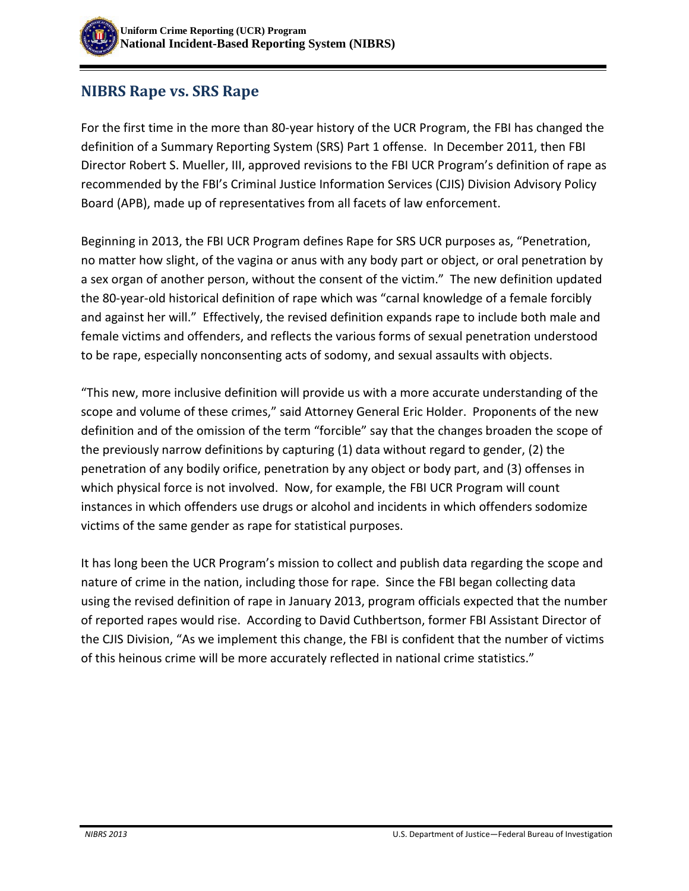## NIBRS Rape vs. SRS Rape

For the first time in the more than 80-year history of the UCR Program, the FBI has changed the definition of a Summary Reporting System (SRS) Part 1 offense. In December 2011, then FBI Director Robert S. Mueller, III, approved revisions to the FBI UCR Program's definition of rape as recommended by the FBI's Criminal Justice Information Services (CJIS) Division Advisory Policy Board (APB), made up of representatives from all facets of law enforcement.

Beginning in 2013, the FBI UCR Program defines Rape for SRS UCR purposes as, "Penetration, no matter how slight, of the vagina or anus with any body part or object, or oral penetration by a sex organ of another person, without the consent of the victim." The new definition updated the 80-year-old historical definition of rape which was "carnal knowledge of a female forcibly and against her will." Effectively, the revised definition expands rape to include both male and female victims and offenders, and reflects the various forms of sexual penetration understood to be rape, especially nonconsenting acts of sodomy, and sexual assaults with objects.

"This new, more inclusive definition will provide us with a more accurate understanding of the scope and volume of these crimes," said Attorney General Eric Holder. Proponents of the new definition and of the omission of the term "forcible" say that the changes broaden the scope of the previously narrow definitions by capturing (1) data without regard to gender, (2) the penetration of any bodily orifice, penetration by any object or body part, and (3) offenses in which physical force is not involved. Now, for example, the FBI UCR Program will count instances in which offenders use drugs or alcohol and incidents in which offenders sodomize victims of the same gender as rape for statistical purposes.

It has long been the UCR Program's mission to collect and publish data regarding the scope and nature of crime in the nation, including those for rape. Since the FBI began collecting data using the revised definition of rape in January 2013, program officials expected that the number of reported rapes would rise. According to David Cuthbertson, former FBI Assistant Director of the CJIS Division, "As we implement this change, the FBI is confident that the number of victims of this heinous crime will be more accurately reflected in national crime statistics."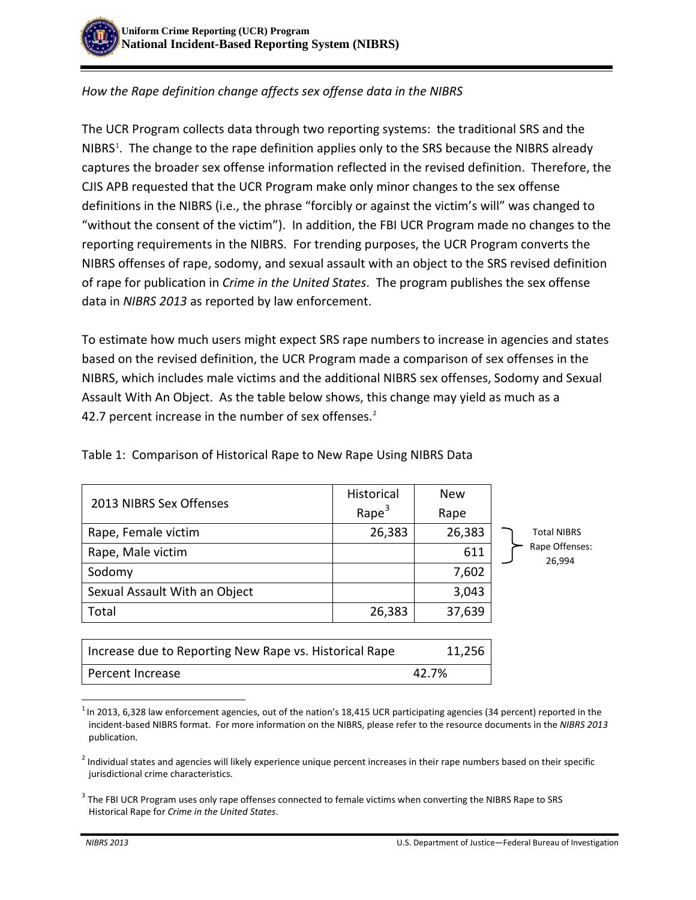*How the Rape definition change affects sex offense data in the NIBRS*

The UCR Program collects data through two reporting systems: the traditional SRS and the NIBRS[1]. The change to the rape definition applies only to the SRS because the NIBRS already captures the broader sex offense information reflected in the revised definition. Therefore, the CJIS APB requested that the UCR Program make only minor changes to the sex offense definitions in the NIBRS (i.e., the phrase "forcibly or against the victim's will" was changed to "without the consent of the victim"). In addition, the FBI UCR Program made no changes to the reporting requirements in the NIBRS. For trending purposes, the UCR Program converts the NIBRS offenses of rape, sodomy, and sexual assault with an object to the SRS revised definition of rape for publication in *Crime in the United States*. The program publishes the sex offense data in *NIBRS 2013* as reported by law enforcement.

To estimate how much users might expect SRS rape numbers to increase in agencies and states based on the revised definition, the UCR Program made a comparison of sex offenses in the NIBRS, which includes male victims and the additional NIBRS sex offenses, Sodomy and Sexual Assault With An Object. As the table below shows, this change may yield as much as a 42.7 percent increase in the number of sex offenses.[2]

Table 1: Comparison of Historical Rape to New Rape Using NIBRS Data

| 2013 NIBRS Sex Offenses | Historical Rape[3] | New Rape |
|---|---|---|
| Rape, Female victim | 26,383 | 26,383 |
| Rape, Male victim | | 611 |
| Sodomy | | 7,602 |
| Sexual Assault With an Object | | 3,043 |
| Total | 26,383 | 37,639 |

Total NIBRS Rape Offenses: 26,994

| | |
|---|---|
| Increase due to Reporting New Rape vs. Historical Rape | 11,256 |
| Percent Increase | 42.7% |

[1] In 2013, 6,328 law enforcement agencies, out of the nation's 18,415 UCR participating agencies (34 percent) reported in the incident-based NIBRS format. For more information on the NIBRS, please refer to the resource documents in the *NIBRS 2013* publication.

[2] Individual states and agencies will likely experience unique percent increases in their rape numbers based on their specific jurisdictional crime characteristics.

[3] The FBI UCR Program uses only rape offenses connected to female victims when converting the NIBRS Rape to SRS Historical Rape for *Crime in the United States*.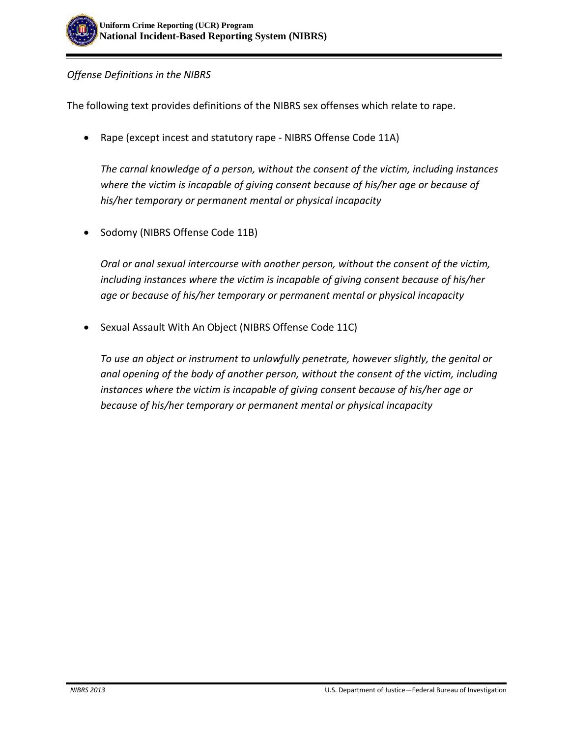*Offense Definitions in the NIBRS*

The following text provides definitions of the NIBRS sex offenses which relate to rape.

- Rape (except incest and statutory rape - NIBRS Offense Code 11A)

  *The carnal knowledge of a person, without the consent of the victim, including instances where the victim is incapable of giving consent because of his/her age or because of his/her temporary or permanent mental or physical incapacity*

- Sodomy (NIBRS Offense Code 11B)

  *Oral or anal sexual intercourse with another person, without the consent of the victim, including instances where the victim is incapable of giving consent because of his/her age or because of his/her temporary or permanent mental or physical incapacity*

- Sexual Assault With An Object (NIBRS Offense Code 11C)

  *To use an object or instrument to unlawfully penetrate, however slightly, the genital or anal opening of the body of another person, without the consent of the victim, including instances where the victim is incapable of giving consent because of his/her age or because of his/her temporary or permanent mental or physical incapacity*